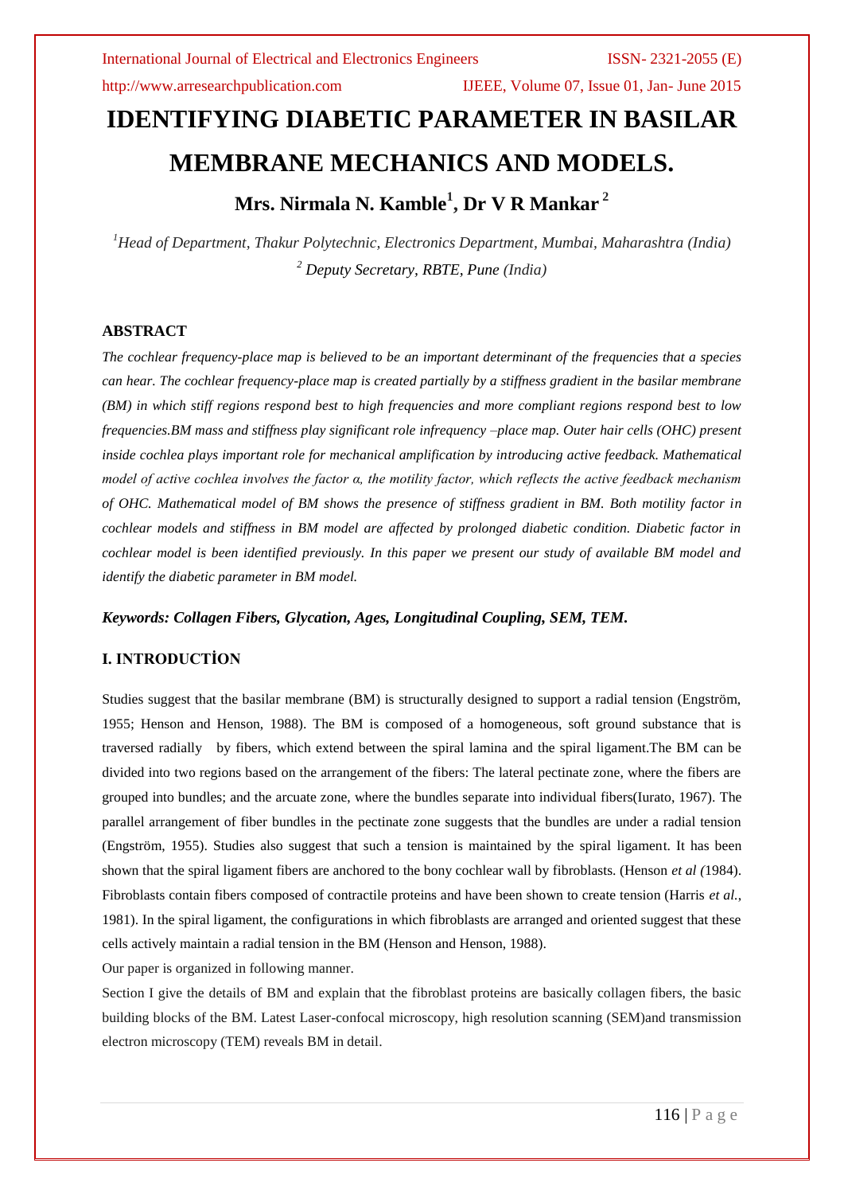# IDENTIFYING DIABETIC PARAMETER IN BASILAR MEMBRANE MECHANICS AND MODELS.

**Mrs. Nirmala N. Kamble[1], Dr V R Mankar [2]**

*[1]Head of Department, Thakur Polytechnic, Electronics Department, Mumbai, Maharashtra (India)*
*[2] Deputy Secretary, RBTE, Pune (India)*

## ABSTRACT

*The cochlear frequency-place map is believed to be an important determinant of the frequencies that a species can hear. The cochlear frequency-place map is created partially by a stiffness gradient in the basilar membrane (BM) in which stiff regions respond best to high frequencies and more compliant regions respond best to low frequencies.BM mass and stiffness play significant role infrequency –place map. Outer hair cells (OHC) present inside cochlea plays important role for mechanical amplification by introducing active feedback. Mathematical model of active cochlea involves the factor α, the motility factor, which reflects the active feedback mechanism of OHC. Mathematical model of BM shows the presence of stiffness gradient in BM. Both motility factor in cochlear models and stiffness in BM model are affected by prolonged diabetic condition. Diabetic factor in cochlear model is been identified previously. In this paper we present our study of available BM model and identify the diabetic parameter in BM model.*

***Keywords: Collagen Fibers, Glycation, Ages, Longitudinal Coupling, SEM, TEM.***

## I. INTRODUCTİON

Studies suggest that the basilar membrane (BM) is structurally designed to support a radial tension (Engström, 1955; Henson and Henson, 1988). The BM is composed of a homogeneous, soft ground substance that is traversed radially by fibers, which extend between the spiral lamina and the spiral ligament.The BM can be divided into two regions based on the arrangement of the fibers: The lateral pectinate zone, where the fibers are grouped into bundles; and the arcuate zone, where the bundles separate into individual fibers(Iurato, 1967). The parallel arrangement of fiber bundles in the pectinate zone suggests that the bundles are under a radial tension (Engström, 1955). Studies also suggest that such a tension is maintained by the spiral ligament. It has been shown that the spiral ligament fibers are anchored to the bony cochlear wall by fibroblasts. (Henson *et al (*1984). Fibroblasts contain fibers composed of contractile proteins and have been shown to create tension (Harris *et al.*, 1981). In the spiral ligament, the configurations in which fibroblasts are arranged and oriented suggest that these cells actively maintain a radial tension in the BM (Henson and Henson, 1988).

Our paper is organized in following manner.

Section I give the details of BM and explain that the fibroblast proteins are basically collagen fibers, the basic building blocks of the BM. Latest Laser-confocal microscopy, high resolution scanning (SEM)and transmission electron microscopy (TEM) reveals BM in detail.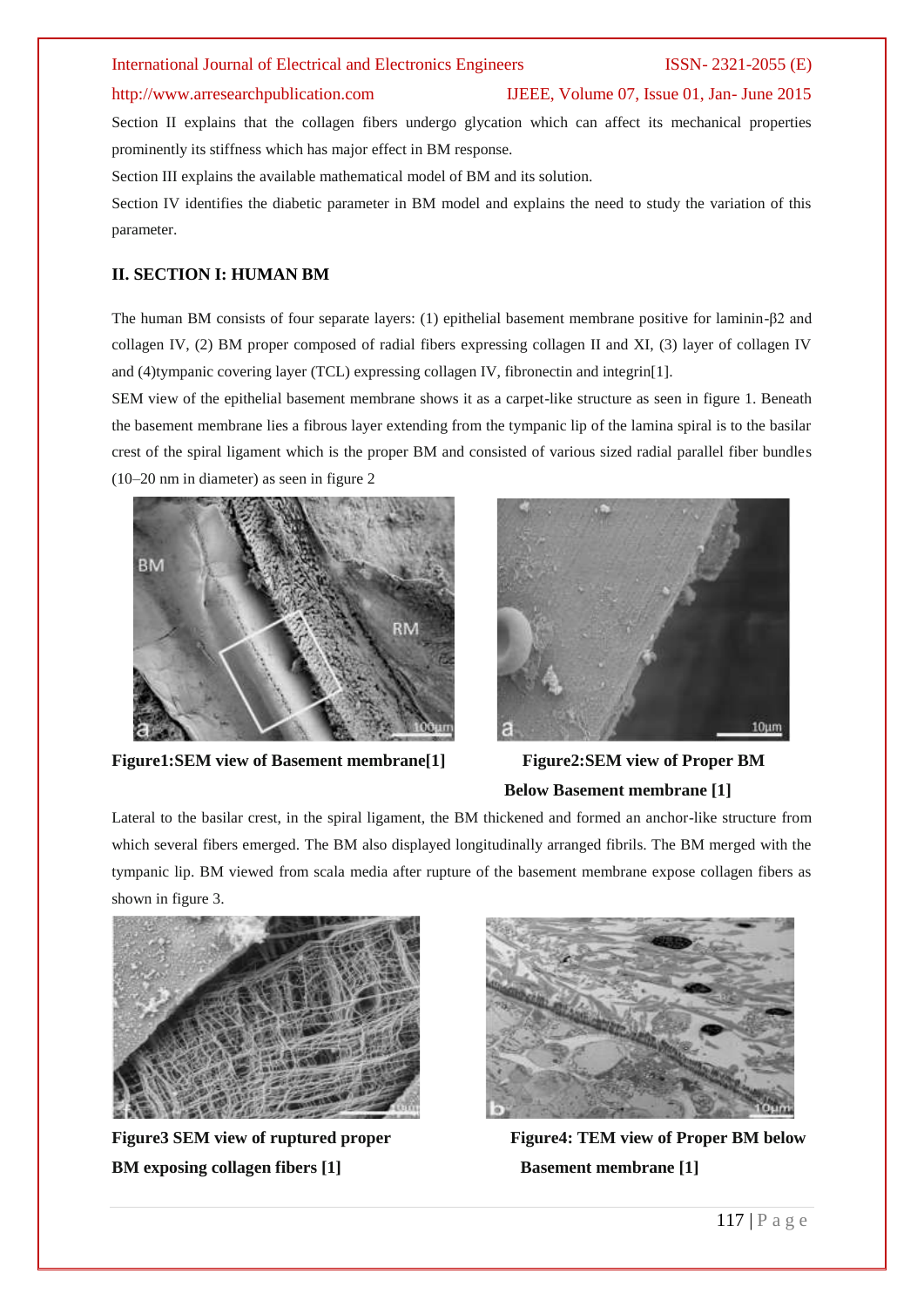Section II explains that the collagen fibers undergo glycation which can affect its mechanical properties prominently its stiffness which has major effect in BM response.

Section III explains the available mathematical model of BM and its solution.

Section IV identifies the diabetic parameter in BM model and explains the need to study the variation of this parameter.

## II. SECTION I: HUMAN BM

The human BM consists of four separate layers: (1) epithelial basement membrane positive for laminin-β2 and collagen IV, (2) BM proper composed of radial fibers expressing collagen II and XI, (3) layer of collagen IV and (4)tympanic covering layer (TCL) expressing collagen IV, fibronectin and integrin[1].

SEM view of the epithelial basement membrane shows it as a carpet-like structure as seen in figure 1. Beneath the basement membrane lies a fibrous layer extending from the tympanic lip of the lamina spiral is to the basilar crest of the spiral ligament which is the proper BM and consisted of various sized radial parallel fiber bundles (10–20 nm in diameter) as seen in figure 2

**Figure1:SEM view of Basement membrane[1]**

**Figure2:SEM view of Proper BM Below Basement membrane [1]**

Lateral to the basilar crest, in the spiral ligament, the BM thickened and formed an anchor-like structure from which several fibers emerged. The BM also displayed longitudinally arranged fibrils. The BM merged with the tympanic lip. BM viewed from scala media after rupture of the basement membrane expose collagen fibers as shown in figure 3.

**Figure3 SEM view of ruptured proper BM exposing collagen fibers [1]**

**Figure4: TEM view of Proper BM below Basement membrane [1]**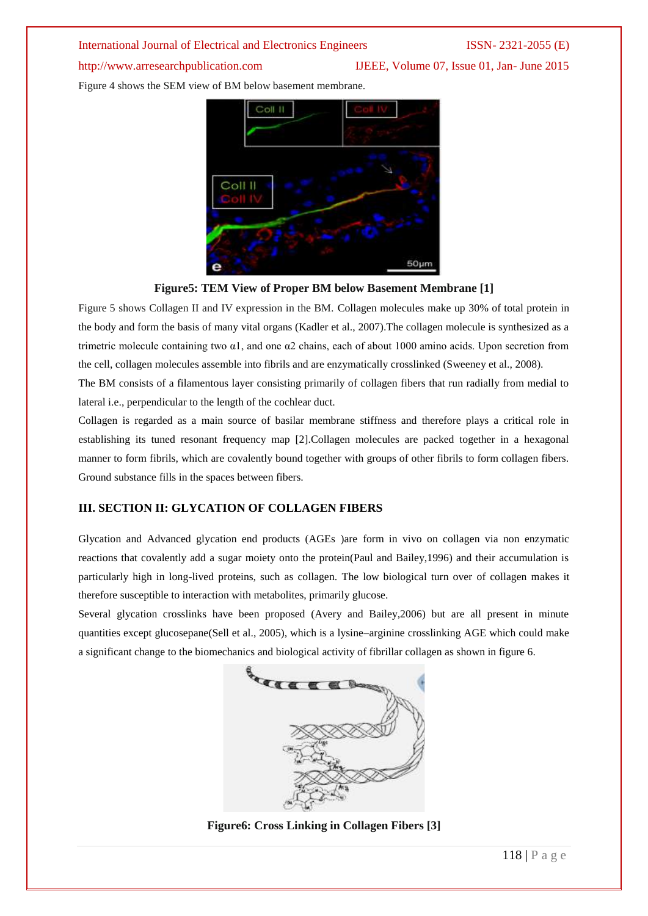Figure 4 shows the SEM view of BM below basement membrane.

**Figure5: TEM View of Proper BM below Basement Membrane [1]**

Figure 5 shows Collagen II and IV expression in the BM. Collagen molecules make up 30% of total protein in the body and form the basis of many vital organs (Kadler et al., 2007).The collagen molecule is synthesized as a trimetric molecule containing two α1, and one α2 chains, each of about 1000 amino acids. Upon secretion from the cell, collagen molecules assemble into fibrils and are enzymatically crosslinked (Sweeney et al., 2008).

The BM consists of a filamentous layer consisting primarily of collagen fibers that run radially from medial to lateral i.e., perpendicular to the length of the cochlear duct.

Collagen is regarded as a main source of basilar membrane stiffness and therefore plays a critical role in establishing its tuned resonant frequency map [2].Collagen molecules are packed together in a hexagonal manner to form fibrils, which are covalently bound together with groups of other fibrils to form collagen fibers. Ground substance fills in the spaces between fibers.

## III. SECTION II: GLYCATION OF COLLAGEN FIBERS

Glycation and Advanced glycation end products (AGEs )are form in vivo on collagen via non enzymatic reactions that covalently add a sugar moiety onto the protein(Paul and Bailey,1996) and their accumulation is particularly high in long-lived proteins, such as collagen. The low biological turn over of collagen makes it therefore susceptible to interaction with metabolites, primarily glucose.

Several glycation crosslinks have been proposed (Avery and Bailey,2006) but are all present in minute quantities except glucosepane(Sell et al., 2005), which is a lysine–arginine crosslinking AGE which could make a significant change to the biomechanics and biological activity of fibrillar collagen as shown in figure 6.

**Figure6: Cross Linking in Collagen Fibers [3]**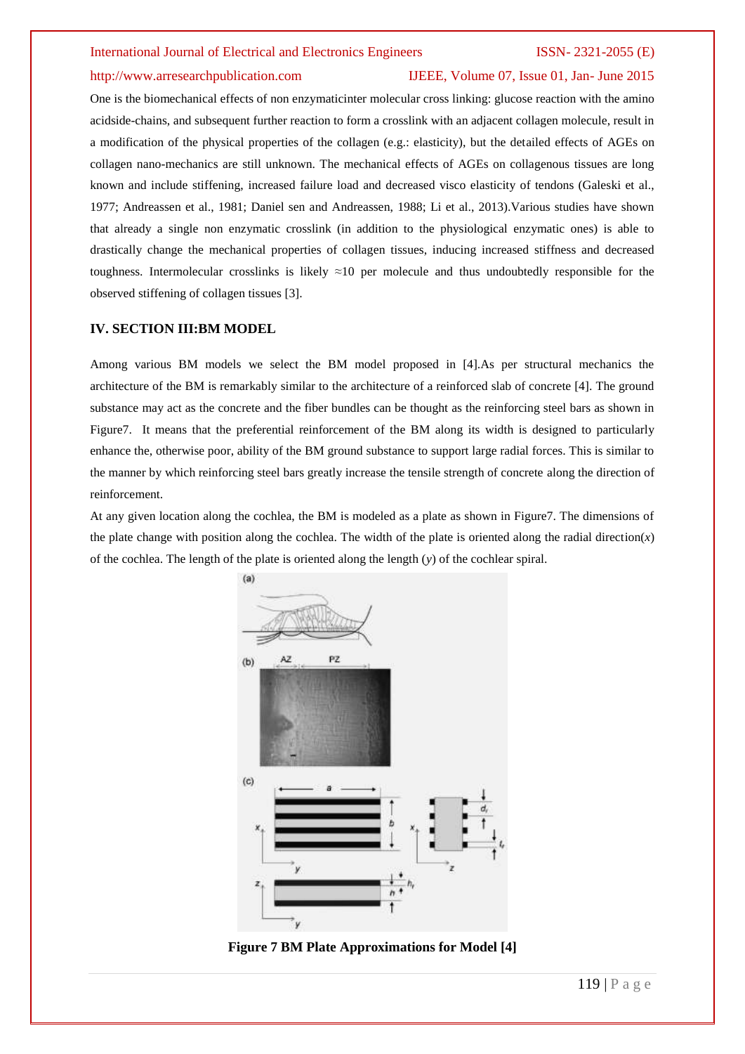One is the biomechanical effects of non enzymaticinter molecular cross linking: glucose reaction with the amino acidside-chains, and subsequent further reaction to form a crosslink with an adjacent collagen molecule, result in a modification of the physical properties of the collagen (e.g.: elasticity), but the detailed effects of AGEs on collagen nano-mechanics are still unknown. The mechanical effects of AGEs on collagenous tissues are long known and include stiffening, increased failure load and decreased visco elasticity of tendons (Galeski et al., 1977; Andreassen et al., 1981; Daniel sen and Andreassen, 1988; Li et al., 2013).Various studies have shown that already a single non enzymatic crosslink (in addition to the physiological enzymatic ones) is able to drastically change the mechanical properties of collagen tissues, inducing increased stiffness and decreased toughness. Intermolecular crosslinks is likely ≈10 per molecule and thus undoubtedly responsible for the observed stiffening of collagen tissues [3].

## IV. SECTION III:BM MODEL

Among various BM models we select the BM model proposed in [4].As per structural mechanics the architecture of the BM is remarkably similar to the architecture of a reinforced slab of concrete [4]. The ground substance may act as the concrete and the fiber bundles can be thought as the reinforcing steel bars as shown in Figure7. It means that the preferential reinforcement of the BM along its width is designed to particularly enhance the, otherwise poor, ability of the BM ground substance to support large radial forces. This is similar to the manner by which reinforcing steel bars greatly increase the tensile strength of concrete along the direction of reinforcement.

At any given location along the cochlea, the BM is modeled as a plate as shown in Figure7. The dimensions of the plate change with position along the cochlea. The width of the plate is oriented along the radial direction($x$) of the cochlea. The length of the plate is oriented along the length ($y$) of the cochlear spiral.

**Figure 7 BM Plate Approximations for Model [4]**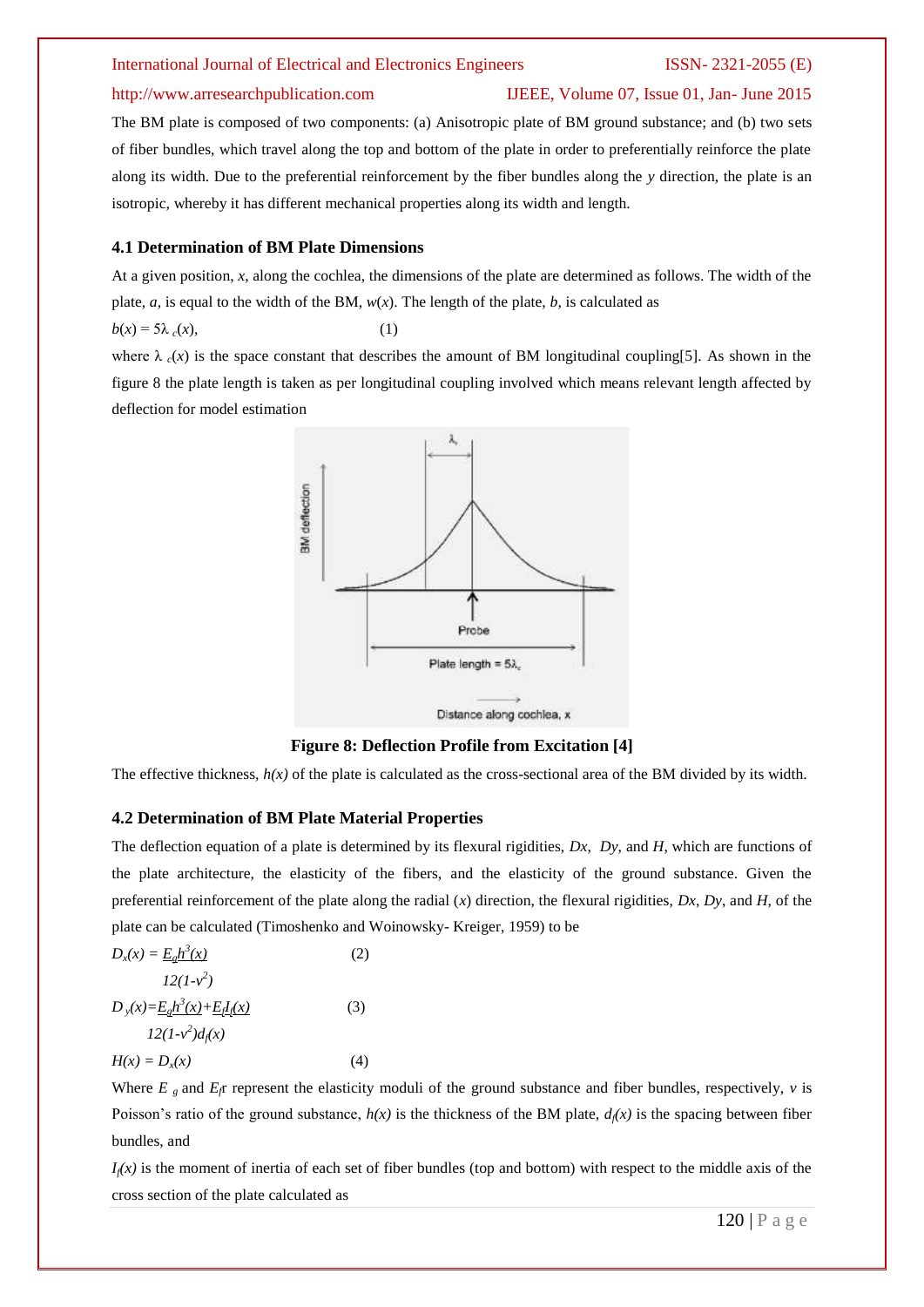The BM plate is composed of two components: (a) Anisotropic plate of BM ground substance; and (b) two sets of fiber bundles, which travel along the top and bottom of the plate in order to preferentially reinforce the plate along its width. Due to the preferential reinforcement by the fiber bundles along the *y* direction, the plate is an isotropic, whereby it has different mechanical properties along its width and length.

### 4.1 Determination of BM Plate Dimensions

At a given position, *x*, along the cochlea, the dimensions of the plate are determined as follows. The width of the plate, *a*, is equal to the width of the BM, *w*(*x*). The length of the plate, *b*, is calculated as

$$b(x) = 5\lambda_c(x), \qquad (1)$$

where $\lambda_c(x)$ is the space constant that describes the amount of BM longitudinal coupling[5]. As shown in the figure 8 the plate length is taken as per longitudinal coupling involved which means relevant length affected by deflection for model estimation

**Figure 8: Deflection Profile from Excitation [4]**

The effective thickness, *h(x)* of the plate is calculated as the cross-sectional area of the BM divided by its width.

### 4.2 Determination of BM Plate Material Properties

The deflection equation of a plate is determined by its flexural rigidities, *Dx*, *Dy*, and *H*, which are functions of the plate architecture, the elasticity of the fibers, and the elasticity of the ground substance. Given the preferential reinforcement of the plate along the radial (*x*) direction, the flexural rigidities, *Dx*, *Dy*, and *H*, of the plate can be calculated (Timoshenko and Woinowsky- Kreiger, 1959) to be

$$D_x(x) = \frac{E_g h^3(x)}{12(1-v^2)} \qquad (2)$$

$$D_y(x) = \frac{E_g h^3(x)}{12(1-v^2)} + \frac{E_f I_f(x)}{d_f(x)} \qquad (3)$$

$$H(x) = D_x(x) \qquad (4)$$

Where $E_g$ and $E_f$ represent the elasticity moduli of the ground substance and fiber bundles, respectively, *v* is Poisson's ratio of the ground substance, *h(x)* is the thickness of the BM plate, $d_f(x)$ is the spacing between fiber bundles, and

$I_f(x)$ is the moment of inertia of each set of fiber bundles (top and bottom) with respect to the middle axis of the cross section of the plate calculated as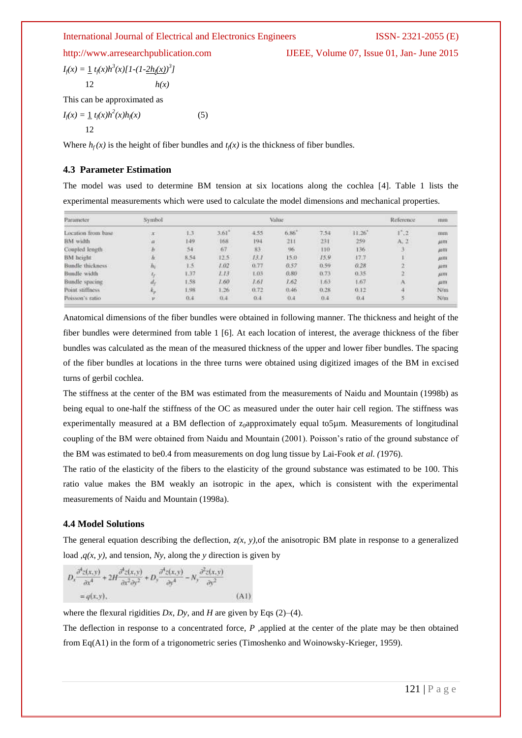$$I_f(x) = \frac{1}{12} t_f(x) h^3(x)\left[1-\left(1-\frac{2h_f(x)}{h(x)}\right)^3\right]$$

This can be approximated as

$$I_f(x) = \frac{1}{12} t_f(x) h^2(x) h_f(x) \quad (5)$$

Where $h_f(x)$ is the height of fiber bundles and $t_f(x)$ is the thickness of fiber bundles.

### 4.3 Parameter Estimation

The model was used to determine BM tension at six locations along the cochlea [4]. Table 1 lists the experimental measurements which were used to calculate the model dimensions and mechanical properties.

| Parameter | Symbol | Value | | | | | | Reference | mm |
|---|---|---|---|---|---|---|---|---|---|
| Location from base | $x$ | 1.3 | 3.61* | 4.55 | 6.86* | 7.54 | 11.26* | 1*, 2 | mm |
| BM width | $a$ | 149 | 168 | 194 | 211 | 231 | 259 | A, 2 | $\mu m$ |
| Coupled length | $b$ | 54 | 67 | 83 | 96 | 110 | 136 | 3 | $\mu m$ |
| BM height | $h$ | 8.54 | 12.5 | *13.1* | 15.0 | *15.9* | 17.7 | 1 | $\mu m$ |
| Bundle thickness | $h_f$ | 1.5 | *1.02* | 0.77 | *0.57* | 0.59 | *0.28* | 2 | $\mu m$ |
| Bundle width | $t_f$ | 1.37 | *1.13* | 1.03 | *0.80* | 0.73 | 0.35 | 2 | $\mu m$ |
| Bundle spacing | $d_f$ | 1.58 | *1.60* | *1.61* | 1.62 | 1.63 | 1.67 | A | $\mu m$ |
| Point stiffness | $k_p$ | 1.98 | 1.26 | 0.72 | 0.46 | 0.28 | 0.12 | 4 | N/m |
| Poisson's ratio | $\nu$ | 0.4 | 0.4 | 0.4 | 0.4 | 0.4 | 0.4 | 5 | N/m |

Anatomical dimensions of the fiber bundles were obtained in following manner. The thickness and height of the fiber bundles were determined from table 1 [6]. At each location of interest, the average thickness of the fiber bundles was calculated as the mean of the measured thickness of the upper and lower fiber bundles. The spacing of the fiber bundles at locations in the three turns were obtained using digitized images of the BM in excised turns of gerbil cochlea.

The stiffness at the center of the BM was estimated from the measurements of Naidu and Mountain (1998b) as being equal to one-half the stiffness of the OC as measured under the outer hair cell region. The stiffness was experimentally measured at a BM deflection of $z_0$approximately equal to5µm. Measurements of longitudinal coupling of the BM were obtained from Naidu and Mountain (2001). Poisson's ratio of the ground substance of the BM was estimated to be0.4 from measurements on dog lung tissue by Lai-Fook *et al. (*1976).

The ratio of the elasticity of the fibers to the elasticity of the ground substance was estimated to be 100. This ratio value makes the BM weakly an isotropic in the apex, which is consistent with the experimental measurements of Naidu and Mountain (1998a).

### 4.4 Model Solutions

The general equation describing the deflection, $z(x, y)$,of the anisotropic BM plate in response to a generalized load ,$q(x, y)$, and tension, $N_y$, along the $y$ direction is given by

$$D_x \frac{\partial^4 z(x,y)}{\partial x^4} + 2H \frac{\partial^4 z(x,y)}{\partial x^2 \partial y^2} + D_y \frac{\partial^4 z(x,y)}{\partial y^4} - N_y \frac{\partial^2 z(x,y)}{\partial y^2} = q(x,y), \quad \text{(A1)}$$

where the flexural rigidities $D_x$, $D_y$, and $H$ are given by Eqs (2)–(4).

The deflection in response to a concentrated force, $P$ ,applied at the center of the plate may be then obtained from Eq(A1) in the form of a trigonometric series (Timoshenko and Woinowsky-Krieger, 1959).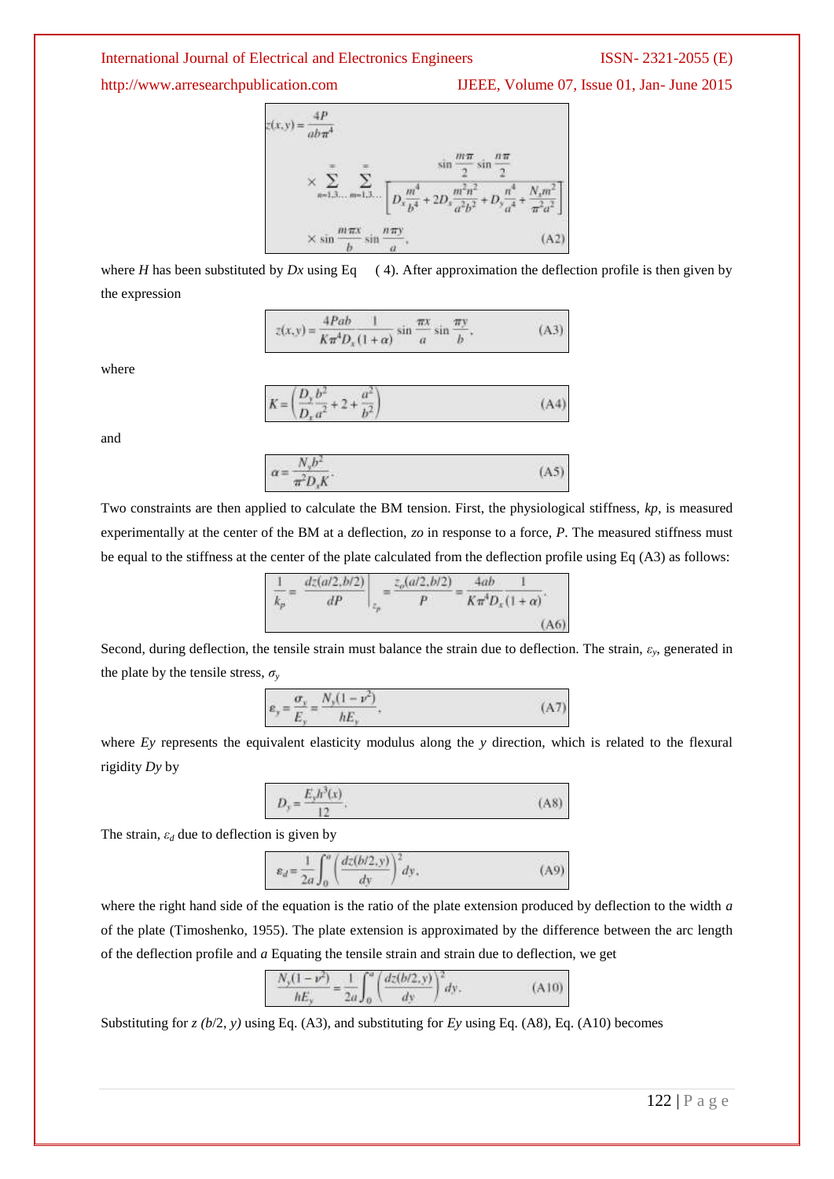$$z(x,y) = \frac{4P}{ab\pi^4} \times \sum_{n=1,3...}^{\infty} \sum_{m=1,3...}^{\infty} \frac{\sin\frac{m\pi}{2}\sin\frac{n\pi}{2}}{\left[D_x\frac{m^4}{b^4} + 2D_x\frac{m^2n^2}{a^2b^2} + D_y\frac{n^4}{a^4} + \frac{N_y m^2}{\pi^2 a^2}\right]} \times \sin\frac{m\pi x}{b}\sin\frac{n\pi y}{a}, \quad \text{(A2)}$$

where $H$ has been substituted by $Dx$ using Eq ( 4). After approximation the deflection profile is then given by the expression

$$z(x,y) = \frac{4Pab}{K\pi^4 D_x}\frac{1}{(1+\alpha)}\sin\frac{\pi x}{a}\sin\frac{\pi y}{b}, \quad \text{(A3)}$$

where

$$K = \left(\frac{D_y}{D_x}\frac{b^2}{a^2} + 2 + \frac{a^2}{b^2}\right) \quad \text{(A4)}$$

and

$$\alpha = \frac{N_y b^2}{\pi^2 D_x K}. \quad \text{(A5)}$$

Two constraints are then applied to calculate the BM tension. First, the physiological stiffness, $kp$, is measured experimentally at the center of the BM at a deflection, $zo$ in response to a force, $P$. The measured stiffness must be equal to the stiffness at the center of the plate calculated from the deflection profile using Eq (A3) as follows:

$$\frac{1}{k_p} = \left.\frac{dz(a/2,b/2)}{dP}\right|_{z_p} = \frac{z_o(a/2,b/2)}{P} = \frac{4ab}{K\pi^4 D_x}\frac{1}{(1+\alpha)}. \quad \text{(A6)}$$

Second, during deflection, the tensile strain must balance the strain due to deflection. The strain, $\varepsilon_y$, generated in the plate by the tensile stress, $\sigma_y$

$$\varepsilon_y = \frac{\sigma_y}{E_y} = \frac{N_y(1-\nu^2)}{hE_y}, \quad \text{(A7)}$$

where $Ey$ represents the equivalent elasticity modulus along the $y$ direction, which is related to the flexural rigidity $Dy$ by

$$D_y = \frac{E_y h^3(x)}{12}. \quad \text{(A8)}$$

The strain, $\varepsilon_d$ due to deflection is given by

$$\varepsilon_d = \frac{1}{2a}\int_0^a \left(\frac{dz(b/2,y)}{dy}\right)^2 dy, \quad \text{(A9)}$$

where the right hand side of the equation is the ratio of the plate extension produced by deflection to the width $a$ of the plate (Timoshenko, 1955). The plate extension is approximated by the difference between the arc length of the deflection profile and $a$ Equating the tensile strain and strain due to deflection, we get

$$\frac{N_y(1-\nu^2)}{hE_y} = \frac{1}{2a}\int_0^a \left(\frac{dz(b/2,y)}{dy}\right)^2 dy. \quad \text{(A10)}$$

Substituting for $z\,(b/2, y)$ using Eq. (A3), and substituting for $Ey$ using Eq. (A8), Eq. (A10) becomes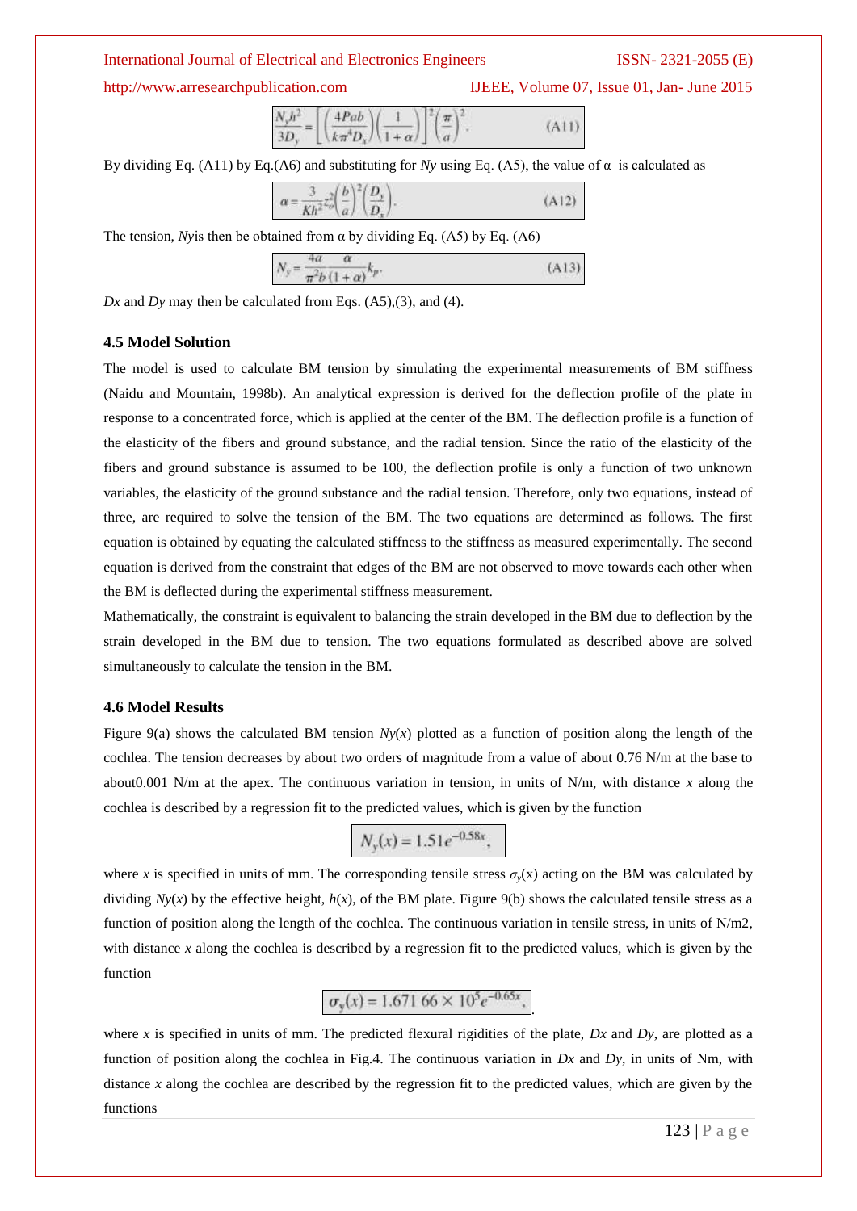$$\frac{N_y h^2}{3D_y} = \left[\left(\frac{4Pab}{k\pi^4 D_x}\right)\left(\frac{1}{1+\alpha}\right)\right]^2\left(\frac{\pi}{a}\right)^2. \qquad \text{(A11)}$$

By dividing Eq. (A11) by Eq.(A6) and substituting for *Ny* using Eq. (A5), the value of α is calculated as

$$\alpha = \frac{3}{Kh^2} z_o^2 \left(\frac{b}{a}\right)^2 \left(\frac{D_y}{D_x}\right). \qquad \text{(A12)}$$

The tension, *Ny*is then be obtained from α by dividing Eq. (A5) by Eq. (A6)

$$N_y = \frac{4a}{\pi^2 b}\frac{\alpha}{(1+\alpha)} k_p. \qquad \text{(A13)}$$

*Dx* and *Dy* may then be calculated from Eqs. (A5),(3), and (4).

### 4.5 Model Solution

The model is used to calculate BM tension by simulating the experimental measurements of BM stiffness (Naidu and Mountain, 1998b). An analytical expression is derived for the deflection profile of the plate in response to a concentrated force, which is applied at the center of the BM. The deflection profile is a function of the elasticity of the fibers and ground substance, and the radial tension. Since the ratio of the elasticity of the fibers and ground substance is assumed to be 100, the deflection profile is only a function of two unknown variables, the elasticity of the ground substance and the radial tension. Therefore, only two equations, instead of three, are required to solve the tension of the BM. The two equations are determined as follows. The first equation is obtained by equating the calculated stiffness to the stiffness as measured experimentally. The second equation is derived from the constraint that edges of the BM are not observed to move towards each other when the BM is deflected during the experimental stiffness measurement.

Mathematically, the constraint is equivalent to balancing the strain developed in the BM due to deflection by the strain developed in the BM due to tension. The two equations formulated as described above are solved simultaneously to calculate the tension in the BM.

### 4.6 Model Results

Figure 9(a) shows the calculated BM tension *Ny*(*x*) plotted as a function of position along the length of the cochlea. The tension decreases by about two orders of magnitude from a value of about 0.76 N/m at the base to about0.001 N/m at the apex. The continuous variation in tension, in units of N/m, with distance *x* along the cochlea is described by a regression fit to the predicted values, which is given by the function

$$N_y(x) = 1.51e^{-0.58x},$$

where *x* is specified in units of mm. The corresponding tensile stress $\sigma_y(x)$ acting on the BM was calculated by dividing *Ny*(*x*) by the effective height, *h*(*x*), of the BM plate. Figure 9(b) shows the calculated tensile stress as a function of position along the length of the cochlea. The continuous variation in tensile stress, in units of N/m2, with distance *x* along the cochlea is described by a regression fit to the predicted values, which is given by the function

$$\sigma_y(x) = 1.671\,66 \times 10^5 e^{-0.65x},$$

where *x* is specified in units of mm. The predicted flexural rigidities of the plate, *Dx* and *Dy*, are plotted as a function of position along the cochlea in Fig.4. The continuous variation in *Dx* and *Dy*, in units of Nm, with distance *x* along the cochlea are described by the regression fit to the predicted values, which are given by the functions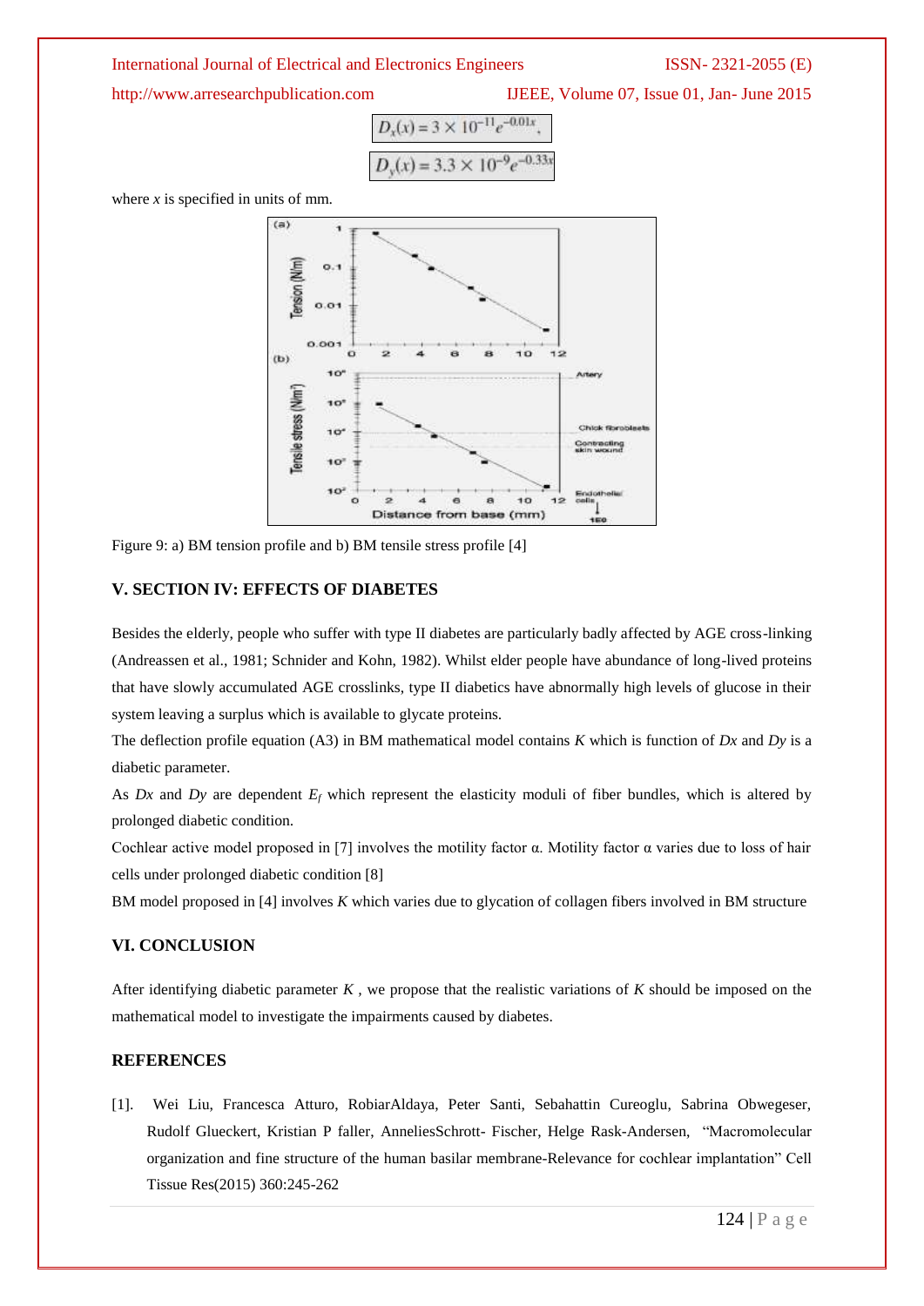$$D_x(x) = 3 \times 10^{-11} e^{-0.01x},$$

$$D_y(x) = 3.3 \times 10^{-9} e^{-0.33x}$$

where $x$ is specified in units of mm.

Figure 9: a) BM tension profile and b) BM tensile stress profile [4]

## V. SECTION IV: EFFECTS OF DIABETES

Besides the elderly, people who suffer with type II diabetes are particularly badly affected by AGE cross-linking (Andreassen et al., 1981; Schnider and Kohn, 1982). Whilst elder people have abundance of long-lived proteins that have slowly accumulated AGE crosslinks, type II diabetics have abnormally high levels of glucose in their system leaving a surplus which is available to glycate proteins.

The deflection profile equation (A3) in BM mathematical model contains $K$ which is function of $Dx$ and $Dy$ is a diabetic parameter.

As $Dx$ and $Dy$ are dependent $E_f$ which represent the elasticity moduli of fiber bundles, which is altered by prolonged diabetic condition.

Cochlear active model proposed in [7] involves the motility factor α. Motility factor α varies due to loss of hair cells under prolonged diabetic condition [8]

BM model proposed in [4] involves $K$ which varies due to glycation of collagen fibers involved in BM structure

## VI. CONCLUSION

After identifying diabetic parameter $K$ , we propose that the realistic variations of $K$ should be imposed on the mathematical model to investigate the impairments caused by diabetes.

## REFERENCES

[1]. Wei Liu, Francesca Atturo, RobiarAldaya, Peter Santi, Sebahattin Cureoglu, Sabrina Obwegeser, Rudolf Glueckert, Kristian P faller, AnneliesSchrott- Fischer, Helge Rask-Andersen, "Macromolecular organization and fine structure of the human basilar membrane-Relevance for cochlear implantation" Cell Tissue Res(2015) 360:245-262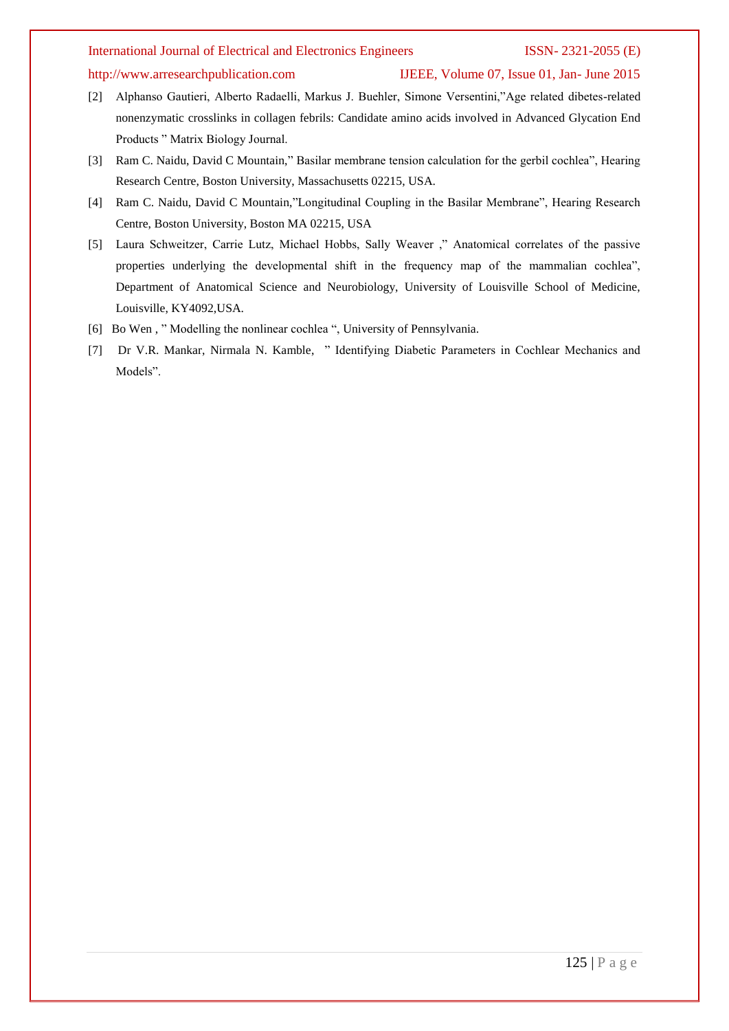[2] Alphanso Gautieri, Alberto Radaelli, Markus J. Buehler, Simone Versentini,"Age related dibetes-related nonenzymatic crosslinks in collagen febrils: Candidate amino acids involved in Advanced Glycation End Products " Matrix Biology Journal.

[3] Ram C. Naidu, David C Mountain," Basilar membrane tension calculation for the gerbil cochlea", Hearing Research Centre, Boston University, Massachusetts 02215, USA.

[4] Ram C. Naidu, David C Mountain,"Longitudinal Coupling in the Basilar Membrane", Hearing Research Centre, Boston University, Boston MA 02215, USA

[5] Laura Schweitzer, Carrie Lutz, Michael Hobbs, Sally Weaver ," Anatomical correlates of the passive properties underlying the developmental shift in the frequency map of the mammalian cochlea", Department of Anatomical Science and Neurobiology, University of Louisville School of Medicine, Louisville, KY4092,USA.

[6] Bo Wen , " Modelling the nonlinear cochlea ", University of Pennsylvania.

[7] Dr V.R. Mankar, Nirmala N. Kamble, " Identifying Diabetic Parameters in Cochlear Mechanics and Models".